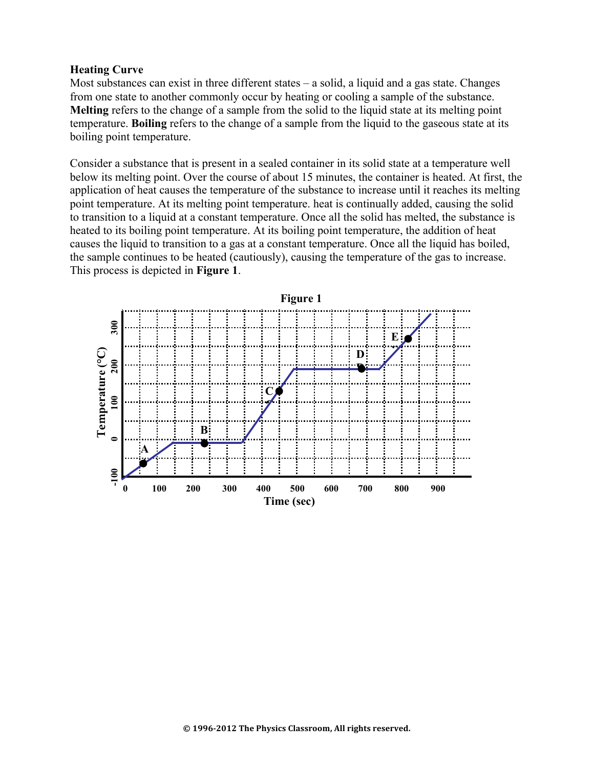**Heating Curve**

Most substances can exist in three different states – a solid, a liquid and a gas state. Changes from one state to another commonly occur by heating or cooling a sample of the substance. **Melting** refers to the change of a sample from the solid to the liquid state at its melting point temperature. **Boiling** refers to the change of a sample from the liquid to the gaseous state at its boiling point temperature.

Consider a substance that is present in a sealed container in its solid state at a temperature well below its melting point. Over the course of about 15 minutes, the container is heated. At first, the application of heat causes the temperature of the substance to increase until it reaches its melting point temperature. At its melting point temperature. heat is continually added, causing the solid to transition to a liquid at a constant temperature. Once all the solid has melted, the substance is heated to its boiling point temperature. At its boiling point temperature, the addition of heat causes the liquid to transition to a gas at a constant temperature. Once all the liquid has boiled, the sample continues to be heated (cautiously), causing the temperature of the gas to increase. This process is depicted in **Figure 1**.

**Figure 1**

Temperature (°C) vs. Time (sec) graph with points A, B, C, D, E.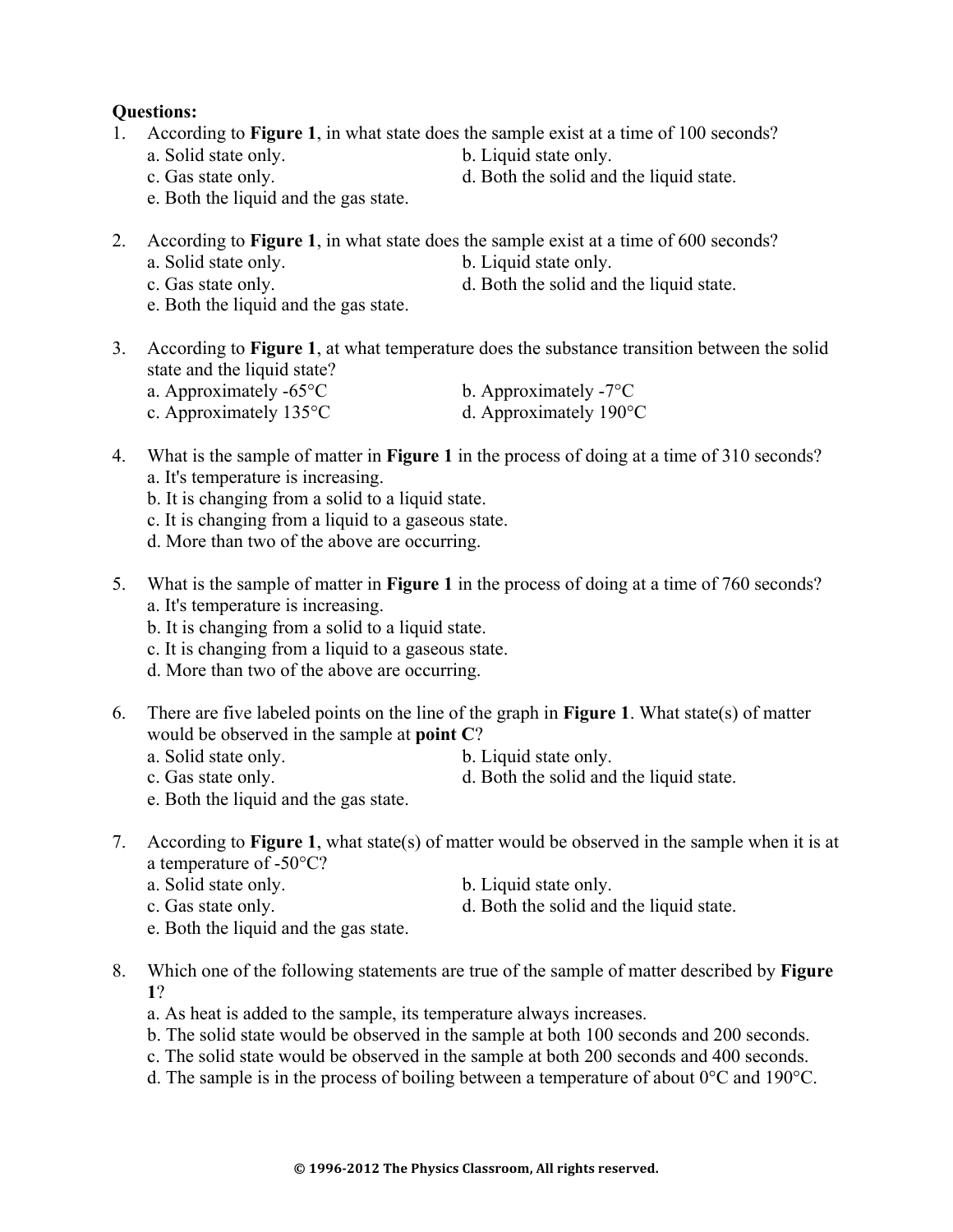**Questions:**

1. According to **Figure 1**, in what state does the sample exist at a time of 100 seconds?
   a. Solid state only.
   b. Liquid state only.
   c. Gas state only.
   d. Both the solid and the liquid state.
   e. Both the liquid and the gas state.

2. According to **Figure 1**, in what state does the sample exist at a time of 600 seconds?
   a. Solid state only.
   b. Liquid state only.
   c. Gas state only.
   d. Both the solid and the liquid state.
   e. Both the liquid and the gas state.

3. According to **Figure 1**, at what temperature does the substance transition between the solid state and the liquid state?
   a. Approximately -65°C
   b. Approximately -7°C
   c. Approximately 135°C
   d. Approximately 190°C

4. What is the sample of matter in **Figure 1** in the process of doing at a time of 310 seconds?
   a. It's temperature is increasing.
   b. It is changing from a solid to a liquid state.
   c. It is changing from a liquid to a gaseous state.
   d. More than two of the above are occurring.

5. What is the sample of matter in **Figure 1** in the process of doing at a time of 760 seconds?
   a. It's temperature is increasing.
   b. It is changing from a solid to a liquid state.
   c. It is changing from a liquid to a gaseous state.
   d. More than two of the above are occurring.

6. There are five labeled points on the line of the graph in **Figure 1**. What state(s) of matter would be observed in the sample at **point C**?
   a. Solid state only.
   b. Liquid state only.
   c. Gas state only.
   d. Both the solid and the liquid state.
   e. Both the liquid and the gas state.

7. According to **Figure 1**, what state(s) of matter would be observed in the sample when it is at a temperature of -50°C?
   a. Solid state only.
   b. Liquid state only.
   c. Gas state only.
   d. Both the solid and the liquid state.
   e. Both the liquid and the gas state.

8. Which one of the following statements are true of the sample of matter described by **Figure 1**?
   a. As heat is added to the sample, its temperature always increases.
   b. The solid state would be observed in the sample at both 100 seconds and 200 seconds.
   c. The solid state would be observed in the sample at both 200 seconds and 400 seconds.
   d. The sample is in the process of boiling between a temperature of about 0°C and 190°C.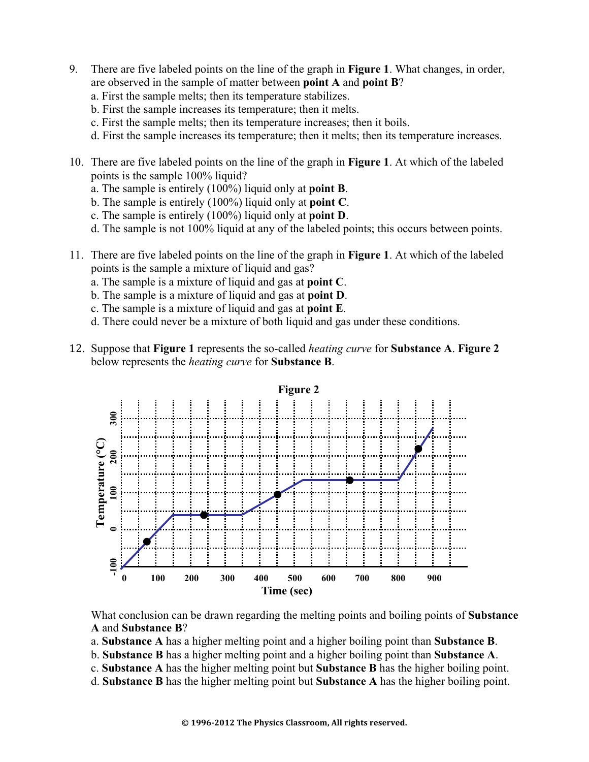9. There are five labeled points on the line of the graph in **Figure 1**. What changes, in order, are observed in the sample of matter between **point A** and **point B**?
   a. First the sample melts; then its temperature stabilizes.
   b. First the sample increases its temperature; then it melts.
   c. First the sample melts; then its temperature increases; then it boils.
   d. First the sample increases its temperature; then it melts; then its temperature increases.

10. There are five labeled points on the line of the graph in **Figure 1**. At which of the labeled points is the sample 100% liquid?
    a. The sample is entirely (100%) liquid only at **point B**.
    b. The sample is entirely (100%) liquid only at **point C**.
    c. The sample is entirely (100%) liquid only at **point D**.
    d. The sample is not 100% liquid at any of the labeled points; this occurs between points.

11. There are five labeled points on the line of the graph in **Figure 1**. At which of the labeled points is the sample a mixture of liquid and gas?
    a. The sample is a mixture of liquid and gas at **point C**.
    b. The sample is a mixture of liquid and gas at **point D**.
    c. The sample is a mixture of liquid and gas at **point E**.
    d. There could never be a mixture of both liquid and gas under these conditions.

12. Suppose that **Figure 1** represents the so-called *heating curve* for **Substance A**. **Figure 2** below represents the *heating curve* for **Substance B**.

**Figure 2**

Temperature (°C)

-100
0
100
200
300

Time (sec)

0
100
200
300
400
500
600
700
800
900

What conclusion can be drawn regarding the melting points and boiling points of **Substance A** and **Substance B**?
a. **Substance A** has a higher melting point and a higher boiling point than **Substance B**.
b. **Substance B** has a higher melting point and a higher boiling point than **Substance A**.
c. **Substance A** has the higher melting point but **Substance B** has the higher boiling point.
d. **Substance B** has the higher melting point but **Substance A** has the higher boiling point.

© 1996-2012 The Physics Classroom, All rights reserved.